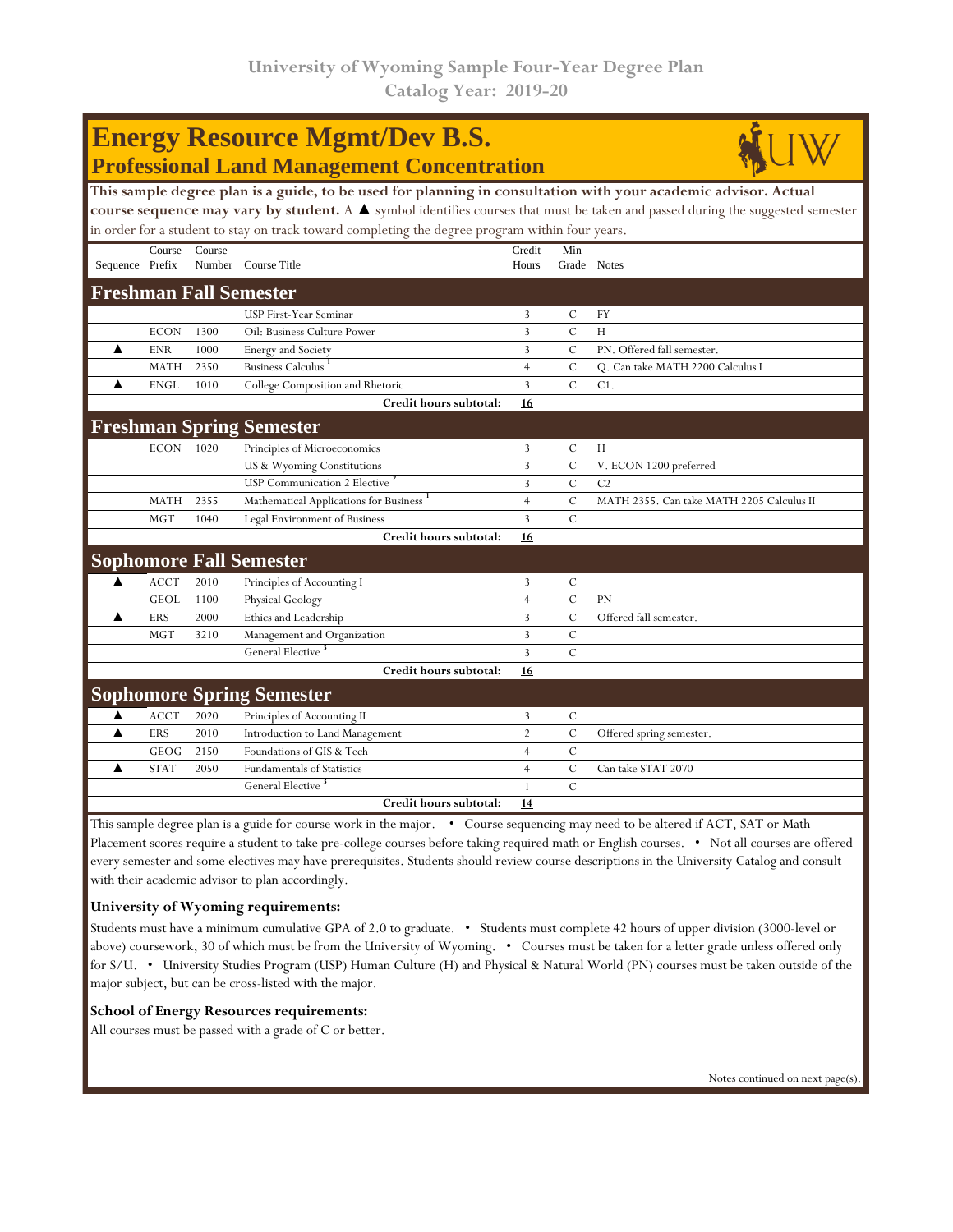# University of Wyoming Sample Four-Year Degree Plan
## Catalog Year: 2019-20

# Energy Resource Mgmt/Dev B.S.
## Professional Land Management Concentration

**This sample degree plan is a guide, to be used for planning in consultation with your academic advisor. Actual course sequence may vary by student.** A ▲ symbol identifies courses that must be taken and passed during the suggested semester in order for a student to stay on track toward completing the degree program within four years.

| Sequence | Course Prefix | Course Number | Course Title | Credit Hours | Min Grade | Notes |
|---|---|---|---|---|---|---|
| **Freshman Fall Semester** | | | | | | |
| | | | USP First-Year Seminar | 3 | C | FY |
| | ECON | 1300 | Oil: Business Culture Power | 3 | C | H |
| ▲ | ENR | 1000 | Energy and Society | 3 | C | PN. Offered fall semester. |
| | MATH | 2350 | Business Calculus [1] | 4 | C | Q. Can take MATH 2200 Calculus I |
| ▲ | ENGL | 1010 | College Composition and Rhetoric | 3 | C | C1. |
| | | | **Credit hours subtotal:** | **16** | | |
| **Freshman Spring Semester** | | | | | | |
| | ECON | 1020 | Principles of Microeconomics | 3 | C | H |
| | | | US & Wyoming Constitutions | 3 | C | V. ECON 1200 preferred |
| | | | USP Communication 2 Elective [2] | 3 | C | C2 |
| | MATH | 2355 | Mathematical Applications for Business [1] | 4 | C | MATH 2355. Can take MATH 2205 Calculus II |
| | MGT | 1040 | Legal Environment of Business | 3 | C | |
| | | | **Credit hours subtotal:** | **16** | | |
| **Sophomore Fall Semester** | | | | | | |
| ▲ | ACCT | 2010 | Principles of Accounting I | 3 | C | |
| | GEOL | 1100 | Physical Geology | 4 | C | PN |
| ▲ | ERS | 2000 | Ethics and Leadership | 3 | C | Offered fall semester. |
| | MGT | 3210 | Management and Organization | 3 | C | |
| | | | General Elective [3] | 3 | C | |
| | | | **Credit hours subtotal:** | **16** | | |
| **Sophomore Spring Semester** | | | | | | |
| ▲ | ACCT | 2020 | Principles of Accounting II | 3 | C | |
| ▲ | ERS | 2010 | Introduction to Land Management | 2 | C | Offered spring semester. |
| | GEOG | 2150 | Foundations of GIS & Tech | 4 | C | |
| ▲ | STAT | 2050 | Fundamentals of Statistics | 4 | C | Can take STAT 2070 |
| | | | General Elective [3] | 1 | C | |
| | | | **Credit hours subtotal:** | **14** | | |

This sample degree plan is a guide for course work in the major. • Course sequencing may need to be altered if ACT, SAT or Math Placement scores require a student to take pre-college courses before taking required math or English courses. • Not all courses are offered every semester and some electives may have prerequisites. Students should review course descriptions in the University Catalog and consult with their academic advisor to plan accordingly.

**University of Wyoming requirements:**

Students must have a minimum cumulative GPA of 2.0 to graduate. • Students must complete 42 hours of upper division (3000-level or above) coursework, 30 of which must be from the University of Wyoming. • Courses must be taken for a letter grade unless offered only for S/U. • University Studies Program (USP) Human Culture (H) and Physical & Natural World (PN) courses must be taken outside of the major subject, but can be cross-listed with the major.

**School of Energy Resources requirements:**

All courses must be passed with a grade of C or better.

Notes continued on next page(s).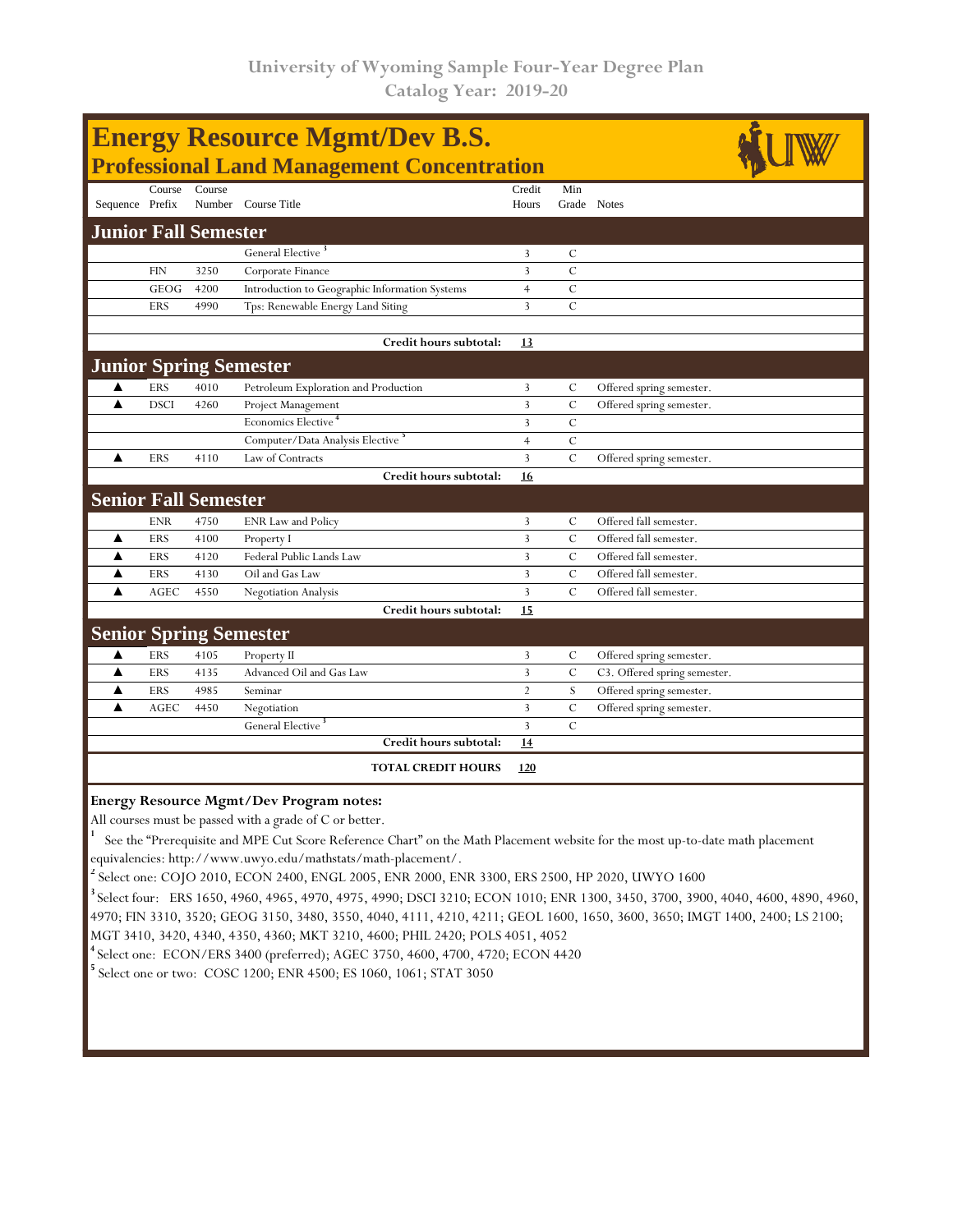# University of Wyoming Sample Four-Year Degree Plan
## Catalog Year: 2019-20

# Energy Resource Mgmt/Dev B.S.
## Professional Land Management Concentration

| Sequence | Course Prefix | Course Number | Course Title | Credit Hours | Min Grade | Notes |
|---|---|---|---|---|---|---|
| **Junior Fall Semester** | | | | | | |
| | | | General Elective [3] | 3 | C | |
| | FIN | 3250 | Corporate Finance | 3 | C | |
| | GEOG | 4200 | Introduction to Geographic Information Systems | 4 | C | |
| | ERS | 4990 | Tps: Renewable Energy Land Siting | 3 | C | |
| | | | **Credit hours subtotal:** | **13** | | |
| **Junior Spring Semester** | | | | | | |
| ▲ | ERS | 4010 | Petroleum Exploration and Production | 3 | C | Offered spring semester. |
| ▲ | DSCI | 4260 | Project Management | 3 | C | Offered spring semester. |
| | | | Economics Elective [4] | 3 | C | |
| | | | Computer/Data Analysis Elective [5] | 4 | C | |
| ▲ | ERS | 4110 | Law of Contracts | 3 | C | Offered spring semester. |
| | | | **Credit hours subtotal:** | **16** | | |
| **Senior Fall Semester** | | | | | | |
| | ENR | 4750 | ENR Law and Policy | 3 | C | Offered fall semester. |
| ▲ | ERS | 4100 | Property I | 3 | C | Offered fall semester. |
| ▲ | ERS | 4120 | Federal Public Lands Law | 3 | C | Offered fall semester. |
| ▲ | ERS | 4130 | Oil and Gas Law | 3 | C | Offered fall semester. |
| ▲ | AGEC | 4550 | Negotiation Analysis | 3 | C | Offered fall semester. |
| | | | **Credit hours subtotal:** | **15** | | |
| **Senior Spring Semester** | | | | | | |
| ▲ | ERS | 4105 | Property II | 3 | C | Offered spring semester. |
| ▲ | ERS | 4135 | Advanced Oil and Gas Law | 3 | C | C3. Offered spring semester. |
| ▲ | ERS | 4985 | Seminar | 2 | S | Offered spring semester. |
| ▲ | AGEC | 4450 | Negotiation | 3 | C | Offered spring semester. |
| | | | General Elective [3] | 3 | C | |
| | | | **Credit hours subtotal:** | **14** | | |
| | | | **TOTAL CREDIT HOURS** | **120** | | |

**Energy Resource Mgmt/Dev Program notes:**

All courses must be passed with a grade of C or better.

[1] See the "Prerequisite and MPE Cut Score Reference Chart" on the Math Placement website for the most up-to-date math placement equivalencies: http://www.uwyo.edu/mathstats/math-placement/.

[2] Select one: COJO 2010, ECON 2400, ENGL 2005, ENR 2000, ENR 3300, ERS 2500, HP 2020, UWYO 1600

[3] Select four: ERS 1650, 4960, 4965, 4970, 4975, 4990; DSCI 3210; ECON 1010; ENR 1300, 3450, 3700, 3900, 4040, 4600, 4890, 4960, 4970; FIN 3310, 3520; GEOG 3150, 3480, 3550, 4040, 4111, 4210, 4211; GEOL 1600, 1650, 3600, 3650; IMGT 1400, 2400; LS 2100; MGT 3410, 3420, 4340, 4350, 4360; MKT 3210, 4600; PHIL 2420; POLS 4051, 4052

[4] Select one: ECON/ERS 3400 (preferred); AGEC 3750, 4600, 4700, 4720; ECON 4420

[5] Select one or two: COSC 1200; ENR 4500; ES 1060, 1061; STAT 3050